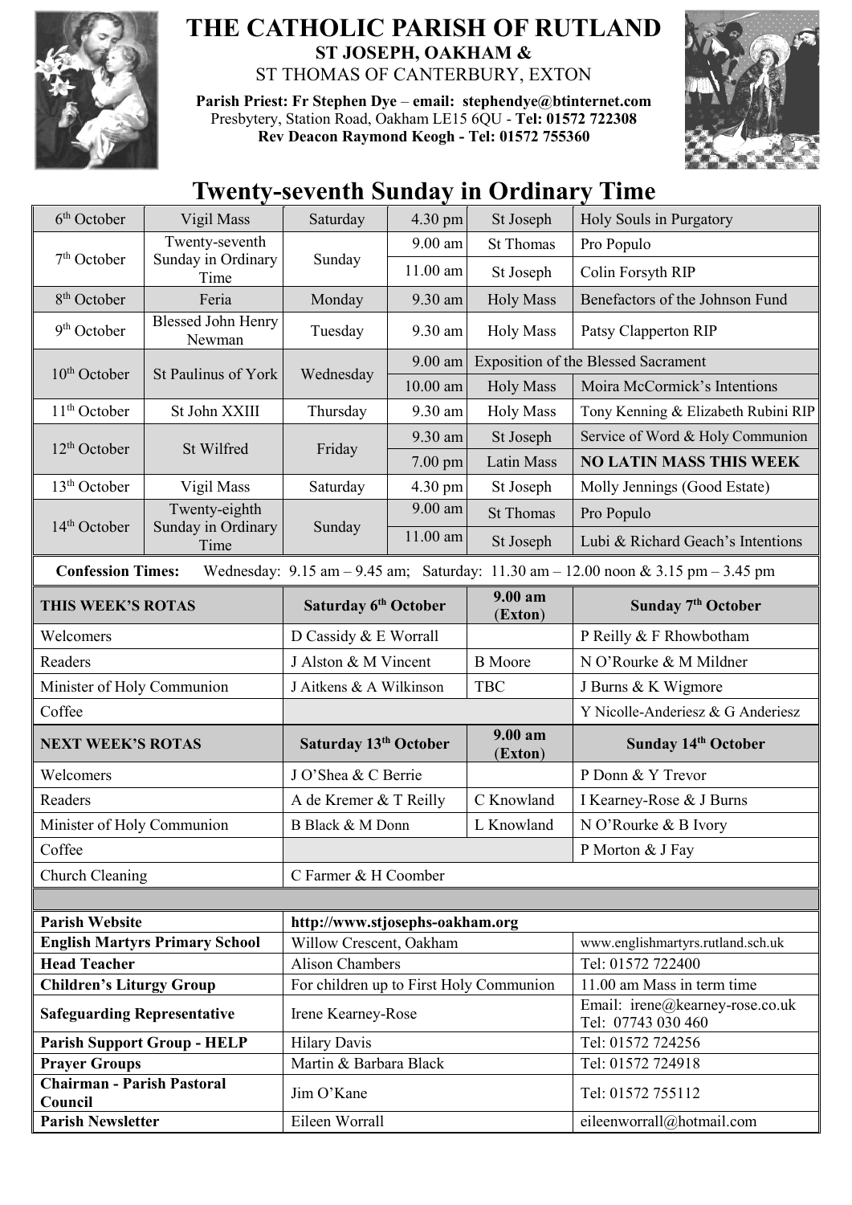# THE CATHOLIC PARISH OF RUTLAND

## ST JOSEPH, OAKHAM &

ST THOMAS OF CANTERBURY, EXTON

**Parish Priest: Fr Stephen Dye** – **email: stephendye@btinternet.com**
Presbytery, Station Road, Oakham LE15 6QU - **Tel: 01572 722308**
**Rev Deacon Raymond Keogh - Tel: 01572 755360**

# Twenty-seventh Sunday in Ordinary Time

| | | | | | |
|---|---|---|---|---|---|
| 6th October | Vigil Mass | Saturday | 4.30 pm | St Joseph | Holy Souls in Purgatory |
| 7th October | Twenty-seventh Sunday in Ordinary Time | Sunday | 9.00 am | St Thomas | Pro Populo |
| | | | 11.00 am | St Joseph | Colin Forsyth RIP |
| 8th October | Feria | Monday | 9.30 am | Holy Mass | Benefactors of the Johnson Fund |
| 9th October | Blessed John Henry Newman | Tuesday | 9.30 am | Holy Mass | Patsy Clapperton RIP |
| 10th October | St Paulinus of York | Wednesday | 9.00 am | Exposition of the Blessed Sacrament | |
| | | | 10.00 am | Holy Mass | Moira McCormick's Intentions |
| 11th October | St John XXIII | Thursday | 9.30 am | Holy Mass | Tony Kenning & Elizabeth Rubini RIP |
| 12th October | St Wilfred | Friday | 9.30 am | St Joseph | Service of Word & Holy Communion |
| | | | 7.00 pm | Latin Mass | **NO LATIN MASS THIS WEEK** |
| 13th October | Vigil Mass | Saturday | 4.30 pm | St Joseph | Molly Jennings (Good Estate) |
| 14th October | Twenty-eighth Sunday in Ordinary Time | Sunday | 9.00 am | St Thomas | Pro Populo |
| | | | 11.00 am | St Joseph | Lubi & Richard Geach's Intentions |

**Confession Times:** Wednesday: 9.15 am – 9.45 am; Saturday: 11.30 am – 12.00 noon & 3.15 pm – 3.45 pm

| **THIS WEEK'S ROTAS** | **Saturday 6th October** | **9.00 am (Exton)** | **Sunday 7th October** |
|---|---|---|---|
| Welcomers | D Cassidy & E Worrall | | P Reilly & F Rhowbotham |
| Readers | J Alston & M Vincent | B Moore | N O'Rourke & M Mildner |
| Minister of Holy Communion | J Aitkens & A Wilkinson | TBC | J Burns & K Wigmore |
| Coffee | | | Y Nicolle-Anderiesz & G Anderiesz |
| **NEXT WEEK'S ROTAS** | **Saturday 13th October** | **9.00 am (Exton)** | **Sunday 14th October** |
| Welcomers | J O'Shea & C Berrie | | P Donn & Y Trevor |
| Readers | A de Kremer & T Reilly | C Knowland | I Kearney-Rose & J Burns |
| Minister of Holy Communion | B Black & M Donn | L Knowland | N O'Rourke & B Ivory |
| Coffee | | | P Morton & J Fay |
| Church Cleaning | C Farmer & H Coomber | | |

| | | |
|---|---|---|
| **Parish Website** | http://www.stjosephs-oakham.org | |
| **English Martyrs Primary School** | Willow Crescent, Oakham | www.englishmartyrs.rutland.sch.uk |
| **Head Teacher** | Alison Chambers | Tel: 01572 722400 |
| **Children's Liturgy Group** | For children up to First Holy Communion | 11.00 am Mass in term time |
| **Safeguarding Representative** | Irene Kearney-Rose | Email: irene@kearney-rose.co.uk Tel: 07743 030 460 |
| **Parish Support Group - HELP** | Hilary Davis | Tel: 01572 724256 |
| **Prayer Groups** | Martin & Barbara Black | Tel: 01572 724918 |
| **Chairman - Parish Pastoral Council** | Jim O'Kane | Tel: 01572 755112 |
| **Parish Newsletter** | Eileen Worrall | eileenworrall@hotmail.com |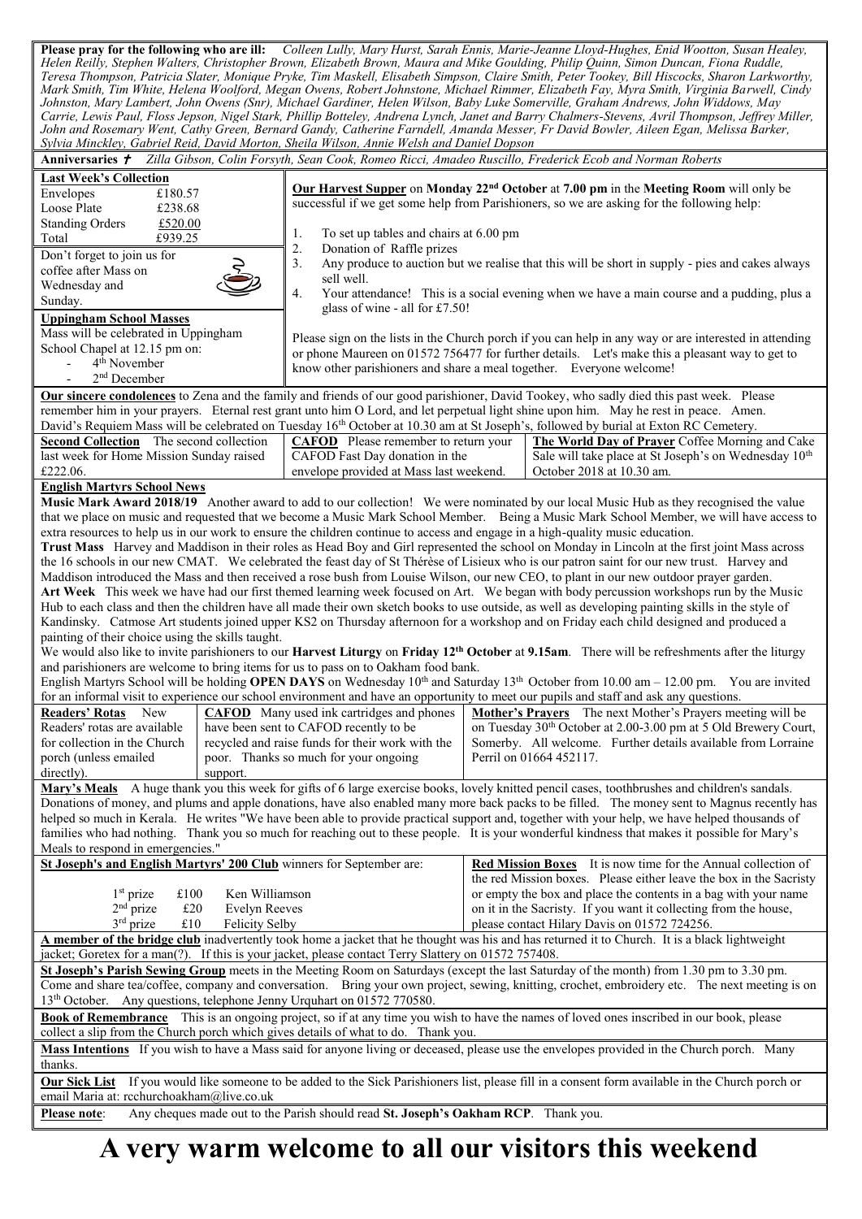**Please pray for the following who are ill:** *Colleen Lully, Mary Hurst, Sarah Ennis, Marie-Jeanne Lloyd-Hughes, Enid Wootton, Susan Healey, Helen Reilly, Stephen Walters, Christopher Brown, Elizabeth Brown, Maura and Mike Goulding, Philip Quinn, Simon Duncan, Fiona Ruddle, Teresa Thompson, Patricia Slater, Monique Pryke, Tim Maskell, Elisabeth Simpson, Claire Smith, Peter Tookey, Bill Hiscocks, Sharon Larkworthy, Mark Smith, Tim White, Helena Woolford, Megan Owens, Robert Johnstone, Michael Rimmer, Elizabeth Fay, Myra Smith, Virginia Barwell, Cindy Johnston, Mary Lambert, John Owens (Snr), Michael Gardiner, Helen Wilson, Baby Luke Somerville, Graham Andrews, John Widdows, May Carrie, Lewis Paul, Floss Jepson, Nigel Stark, Phillip Botteley, Andrena Lynch, Janet and Barry Chalmers-Stevens, Avril Thompson, Jeffrey Miller, John and Rosemary Went, Cathy Green, Bernard Gandy, Catherine Farndell, Amanda Messer, Fr David Bowler, Aileen Egan, Melissa Barker, Sylvia Minckley, Gabriel Reid, David Morton, Sheila Wilson, Annie Welsh and Daniel Dopson*

**Anniversaries ✝** *Zilla Gibson, Colin Forsyth, Sean Cook, Romeo Ricci, Amadeo Ruscillo, Frederick Ecob and Norman Roberts*

**Last Week's Collection**

| | |
|---|---|
| Envelopes | £180.57 |
| Loose Plate | £238.68 |
| Standing Orders | £520.00 |
| Total | £939.25 |

Don't forget to join us for coffee after Mass on Wednesday and Sunday.

**Uppingham School Masses**
Mass will be celebrated in Uppingham School Chapel at 12.15 pm on:
- 4th November
- 2nd December

**Our Harvest Supper** on **Monday 22nd October** at **7.00 pm** in the **Meeting Room** will only be successful if we get some help from Parishioners, so we are asking for the following help:

1. To set up tables and chairs at 6.00 pm
2. Donation of Raffle prizes
3. Any produce to auction but we realise that this will be short in supply - pies and cakes always sell well.
4. Your attendance! This is a social evening when we have a main course and a pudding, plus a glass of wine - all for £7.50!

Please sign on the lists in the Church porch if you can help in any way or are interested in attending or phone Maureen on 01572 756477 for further details. Let's make this a pleasant way to get to know other parishioners and share a meal together. Everyone welcome!

**Our sincere condolences** to Zena and the family and friends of our good parishioner, David Tookey, who sadly died this past week. Please remember him in your prayers. Eternal rest grant unto him O Lord, and let perpetual light shine upon him. May he rest in peace. Amen. David's Requiem Mass will be celebrated on Tuesday 16th October at 10.30 am at St Joseph's, followed by burial at Exton RC Cemetery.

**Second Collection** The second collection last week for Home Mission Sunday raised £222.06.

**CAFOD** Please remember to return your CAFOD Fast Day donation in the envelope provided at Mass last weekend.

**The World Day of Prayer** Coffee Morning and Cake Sale will take place at St Joseph's on Wednesday 10th October 2018 at 10.30 am.

**English Martyrs School News**

**Music Mark Award 2018/19** Another award to add to our collection! We were nominated by our local Music Hub as they recognised the value that we place on music and requested that we become a Music Mark School Member. Being a Music Mark School Member, we will have access to extra resources to help us in our work to ensure the children continue to access and engage in a high-quality music education.

**Trust Mass** Harvey and Maddison in their roles as Head Boy and Girl represented the school on Monday in Lincoln at the first joint Mass across the 16 schools in our new CMAT. We celebrated the feast day of St Thérèse of Lisieux who is our patron saint for our new trust. Harvey and Maddison introduced the Mass and then received a rose bush from Louise Wilson, our new CEO, to plant in our new outdoor prayer garden.

**Art Week** This week we have had our first themed learning week focused on Art. We began with body percussion workshops run by the Music Hub to each class and then the children have all made their own sketch books to use outside, as well as developing painting skills in the style of Kandinsky. Catmose Art students joined upper KS2 on Thursday afternoon for a workshop and on Friday each child designed and produced a painting of their choice using the skills taught.

We would also like to invite parishioners to our **Harvest Liturgy** on **Friday 12th October** at **9.15am**. There will be refreshments after the liturgy and parishioners are welcome to bring items for us to pass on to Oakham food bank.

English Martyrs School will be holding **OPEN DAYS** on Wednesday 10th and Saturday 13th October from 10.00 am – 12.00 pm. You are invited for an informal visit to experience our school environment and have an opportunity to meet our pupils and staff and ask any questions.

**Readers' Rotas** New Readers' rotas are available for collection in the Church porch (unless emailed directly).

**CAFOD** Many used ink cartridges and phones have been sent to CAFOD recently to be recycled and raise funds for their work with the poor. Thanks so much for your ongoing support.

**Mother's Prayers** The next Mother's Prayers meeting will be on Tuesday 30th October at 2.00-3.00 pm at 5 Old Brewery Court, Somerby. All welcome. Further details available from Lorraine Perril on 01664 452117.

**Mary's Meals** A huge thank you this week for gifts of 6 large exercise books, lovely knitted pencil cases, toothbrushes and children's sandals. Donations of money, and plums and apple donations, have also enabled many more back packs to be filled. The money sent to Magnus recently has helped so much in Kerala. He writes "We have been able to provide practical support and, together with your help, we have helped thousands of families who had nothing. Thank you so much for reaching out to these people. It is your wonderful kindness that makes it possible for Mary's Meals to respond in emergencies."

**St Joseph's and English Martyrs' 200 Club** winners for September are:

| | | |
|---|---|---|
| 1st prize | £100 | Ken Williamson |
| 2nd prize | £20 | Evelyn Reeves |
| 3rd prize | £10 | Felicity Selby |

**Red Mission Boxes** It is now time for the Annual collection of the red Mission boxes. Please either leave the box in the Sacristy or empty the box and place the contents in a bag with your name on it in the Sacristy. If you want it collecting from the house, please contact Hilary Davis on 01572 724256.

**A member of the bridge club** inadvertently took home a jacket that he thought was his and has returned it to Church. It is a black lightweight jacket; Goretex for a man(?). If this is your jacket, please contact Terry Slattery on 01572 757408.

**St Joseph's Parish Sewing Group** meets in the Meeting Room on Saturdays (except the last Saturday of the month) from 1.30 pm to 3.30 pm. Come and share tea/coffee, company and conversation. Bring your own project, sewing, knitting, crochet, embroidery etc. The next meeting is on 13th October. Any questions, telephone Jenny Urquhart on 01572 770580.

**Book of Remembrance** This is an ongoing project, so if at any time you wish to have the names of loved ones inscribed in our book, please collect a slip from the Church porch which gives details of what to do. Thank you.

**Mass Intentions** If you wish to have a Mass said for anyone living or deceased, please use the envelopes provided in the Church porch. Many thanks.

**Our Sick List** If you would like someone to be added to the Sick Parishioners list, please fill in a consent form available in the Church porch or email Maria at: rcchurchoakham@live.co.uk

**Please note**: Any cheques made out to the Parish should read **St. Joseph's Oakham RCP**. Thank you.

# A very warm welcome to all our visitors this weekend